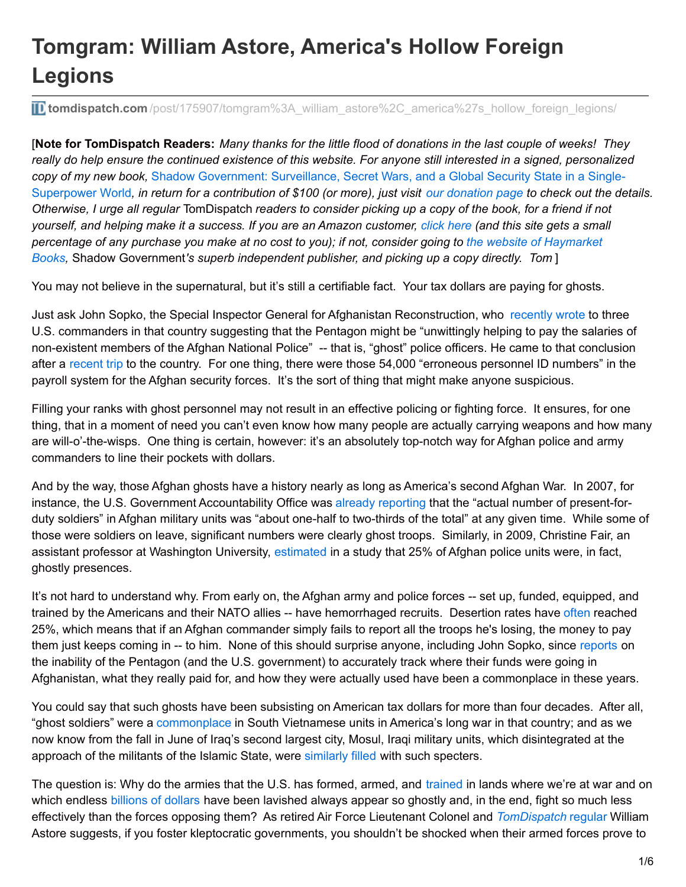# Tomgram: William Astore, America's Hollow Foreign Legions

tomdispatch.com/post/175907/tomgram%3A_william_astore%2C_america%27s_hollow_foreign_legions/

[**Note for TomDispatch Readers:** *Many thanks for the little flood of donations in the last couple of weeks! They really do help ensure the continued existence of this website. For anyone still interested in a signed, personalized copy of my new book,* Shadow Government: Surveillance, Secret Wars, and a Global Security State in a Single-Superpower World*, in return for a contribution of $100 (or more), just visit our donation page to check out the details. Otherwise, I urge all regular* TomDispatch *readers to consider picking up a copy of the book, for a friend if not yourself, and helping make it a success. If you are an Amazon customer, click here (and this site gets a small percentage of any purchase you make at no cost to you); if not, consider going to the website of Haymarket Books,* Shadow Government*'s superb independent publisher, and picking up a copy directly. Tom* ]

You may not believe in the supernatural, but it's still a certifiable fact. Your tax dollars are paying for ghosts.

Just ask John Sopko, the Special Inspector General for Afghanistan Reconstruction, who recently wrote to three U.S. commanders in that country suggesting that the Pentagon might be "unwittingly helping to pay the salaries of non-existent members of the Afghan National Police" -- that is, "ghost" police officers. He came to that conclusion after a recent trip to the country. For one thing, there were those 54,000 "erroneous personnel ID numbers" in the payroll system for the Afghan security forces. It's the sort of thing that might make anyone suspicious.

Filling your ranks with ghost personnel may not result in an effective policing or fighting force. It ensures, for one thing, that in a moment of need you can't even know how many people are actually carrying weapons and how many are will-o'-the-wisps. One thing is certain, however: it's an absolutely top-notch way for Afghan police and army commanders to line their pockets with dollars.

And by the way, those Afghan ghosts have a history nearly as long as America's second Afghan War. In 2007, for instance, the U.S. Government Accountability Office was already reporting that the "actual number of present-for-duty soldiers" in Afghan military units was "about one-half to two-thirds of the total" at any given time. While some of those were soldiers on leave, significant numbers were clearly ghost troops. Similarly, in 2009, Christine Fair, an assistant professor at Washington University, estimated in a study that 25% of Afghan police units were, in fact, ghostly presences.

It's not hard to understand why. From early on, the Afghan army and police forces -- set up, funded, equipped, and trained by the Americans and their NATO allies -- have hemorrhaged recruits. Desertion rates have often reached 25%, which means that if an Afghan commander simply fails to report all the troops he's losing, the money to pay them just keeps coming in -- to him. None of this should surprise anyone, including John Sopko, since reports on the inability of the Pentagon (and the U.S. government) to accurately track where their funds were going in Afghanistan, what they really paid for, and how they were actually used have been a commonplace in these years.

You could say that such ghosts have been subsisting on American tax dollars for more than four decades. After all, "ghost soldiers" were a commonplace in South Vietnamese units in America's long war in that country; and as we now know from the fall in June of Iraq's second largest city, Mosul, Iraqi military units, which disintegrated at the approach of the militants of the Islamic State, were similarly filled with such specters.

The question is: Why do the armies that the U.S. has formed, armed, and trained in lands where we're at war and on which endless billions of dollars have been lavished always appear so ghostly and, in the end, fight so much less effectively than the forces opposing them? As retired Air Force Lieutenant Colonel and *TomDispatch* regular William Astore suggests, if you foster kleptocratic governments, you shouldn't be shocked when their armed forces prove to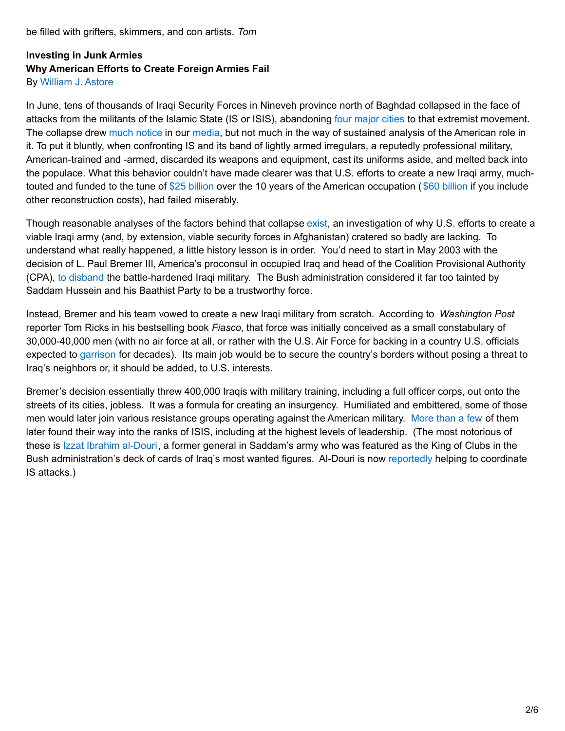be filled with grifters, skimmers, and con artists. *Tom*

**Investing in Junk Armies**
**Why American Efforts to Create Foreign Armies Fail**
By William J. Astore

In June, tens of thousands of Iraqi Security Forces in Nineveh province north of Baghdad collapsed in the face of attacks from the militants of the Islamic State (IS or ISIS), abandoning four major cities to that extremist movement. The collapse drew much notice in our media, but not much in the way of sustained analysis of the American role in it. To put it bluntly, when confronting IS and its band of lightly armed irregulars, a reputedly professional military, American-trained and -armed, discarded its weapons and equipment, cast its uniforms aside, and melted back into the populace. What this behavior couldn't have made clearer was that U.S. efforts to create a new Iraqi army, much-touted and funded to the tune of $25 billion over the 10 years of the American occupation ($60 billion if you include other reconstruction costs), had failed miserably.

Though reasonable analyses of the factors behind that collapse exist, an investigation of why U.S. efforts to create a viable Iraqi army (and, by extension, viable security forces in Afghanistan) cratered so badly are lacking. To understand what really happened, a little history lesson is in order. You'd need to start in May 2003 with the decision of L. Paul Bremer III, America's proconsul in occupied Iraq and head of the Coalition Provisional Authority (CPA), to disband the battle-hardened Iraqi military. The Bush administration considered it far too tainted by Saddam Hussein and his Baathist Party to be a trustworthy force.

Instead, Bremer and his team vowed to create a new Iraqi military from scratch. According to *Washington Post* reporter Tom Ricks in his bestselling book *Fiasco*, that force was initially conceived as a small constabulary of 30,000-40,000 men (with no air force at all, or rather with the U.S. Air Force for backing in a country U.S. officials expected to garrison for decades). Its main job would be to secure the country's borders without posing a threat to Iraq's neighbors or, it should be added, to U.S. interests.

Bremer's decision essentially threw 400,000 Iraqis with military training, including a full officer corps, out onto the streets of its cities, jobless. It was a formula for creating an insurgency. Humiliated and embittered, some of those men would later join various resistance groups operating against the American military. More than a few of them later found their way into the ranks of ISIS, including at the highest levels of leadership. (The most notorious of these is Izzat Ibrahim al-Douri, a former general in Saddam's army who was featured as the King of Clubs in the Bush administration's deck of cards of Iraq's most wanted figures. Al-Douri is now reportedly helping to coordinate IS attacks.)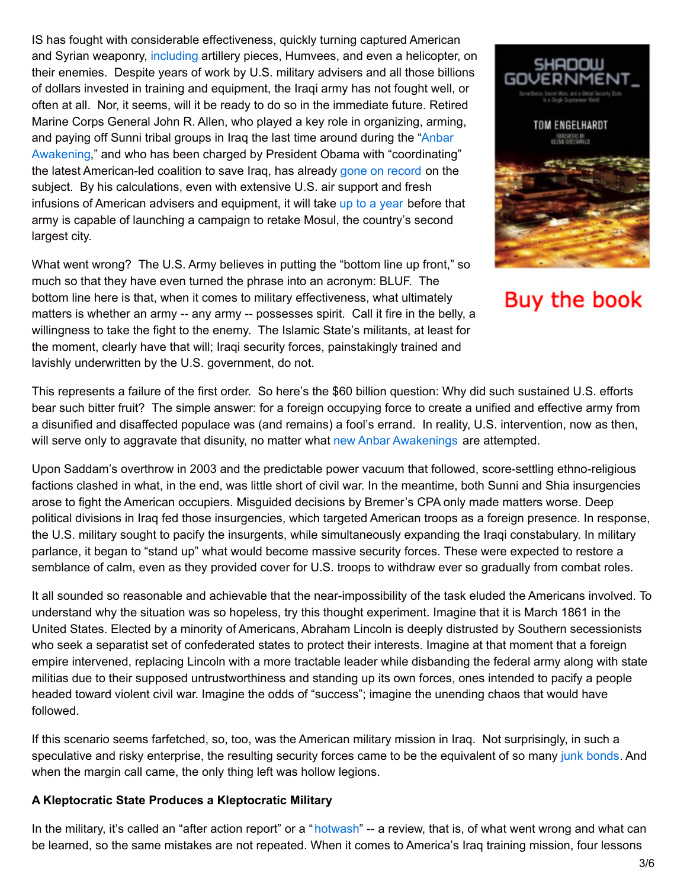IS has fought with considerable effectiveness, quickly turning captured American and Syrian weaponry, including artillery pieces, Humvees, and even a helicopter, on their enemies. Despite years of work by U.S. military advisers and all those billions of dollars invested in training and equipment, the Iraqi army has not fought well, or often at all. Nor, it seems, will it be ready to do so in the immediate future. Retired Marine Corps General John R. Allen, who played a key role in organizing, arming, and paying off Sunni tribal groups in Iraq the last time around during the "Anbar Awakening," and who has been charged by President Obama with "coordinating" the latest American-led coalition to save Iraq, has already gone on record on the subject. By his calculations, even with extensive U.S. air support and fresh infusions of American advisers and equipment, it will take up to a year before that army is capable of launching a campaign to retake Mosul, the country's second largest city.

What went wrong? The U.S. Army believes in putting the "bottom line up front," so much so that they have even turned the phrase into an acronym: BLUF. The bottom line here is that, when it comes to military effectiveness, what ultimately matters is whether an army -- any army -- possesses spirit. Call it fire in the belly, a willingness to take the fight to the enemy. The Islamic State's militants, at least for the moment, clearly have that will; Iraqi security forces, painstakingly trained and lavishly underwritten by the U.S. government, do not.

SHADOW GOVERNMENT_

TOM ENGELHARDT

Buy the book

This represents a failure of the first order. So here's the $60 billion question: Why did such sustained U.S. efforts bear such bitter fruit? The simple answer: for a foreign occupying force to create a unified and effective army from a disunified and disaffected populace was (and remains) a fool's errand. In reality, U.S. intervention, now as then, will serve only to aggravate that disunity, no matter what new Anbar Awakenings are attempted.

Upon Saddam's overthrow in 2003 and the predictable power vacuum that followed, score-settling ethno-religious factions clashed in what, in the end, was little short of civil war. In the meantime, both Sunni and Shia insurgencies arose to fight the American occupiers. Misguided decisions by Bremer's CPA only made matters worse. Deep political divisions in Iraq fed those insurgencies, which targeted American troops as a foreign presence. In response, the U.S. military sought to pacify the insurgents, while simultaneously expanding the Iraqi constabulary. In military parlance, it began to "stand up" what would become massive security forces. These were expected to restore a semblance of calm, even as they provided cover for U.S. troops to withdraw ever so gradually from combat roles.

It all sounded so reasonable and achievable that the near-impossibility of the task eluded the Americans involved. To understand why the situation was so hopeless, try this thought experiment. Imagine that it is March 1861 in the United States. Elected by a minority of Americans, Abraham Lincoln is deeply distrusted by Southern secessionists who seek a separatist set of confederated states to protect their interests. Imagine at that moment that a foreign empire intervened, replacing Lincoln with a more tractable leader while disbanding the federal army along with state militias due to their supposed untrustworthiness and standing up its own forces, ones intended to pacify a people headed toward violent civil war. Imagine the odds of "success"; imagine the unending chaos that would have followed.

If this scenario seems farfetched, so, too, was the American military mission in Iraq. Not surprisingly, in such a speculative and risky enterprise, the resulting security forces came to be the equivalent of so many junk bonds. And when the margin call came, the only thing left was hollow legions.

**A Kleptocratic State Produces a Kleptocratic Military**

In the military, it's called an "after action report" or a "hotwash" -- a review, that is, of what went wrong and what can be learned, so the same mistakes are not repeated. When it comes to America's Iraq training mission, four lessons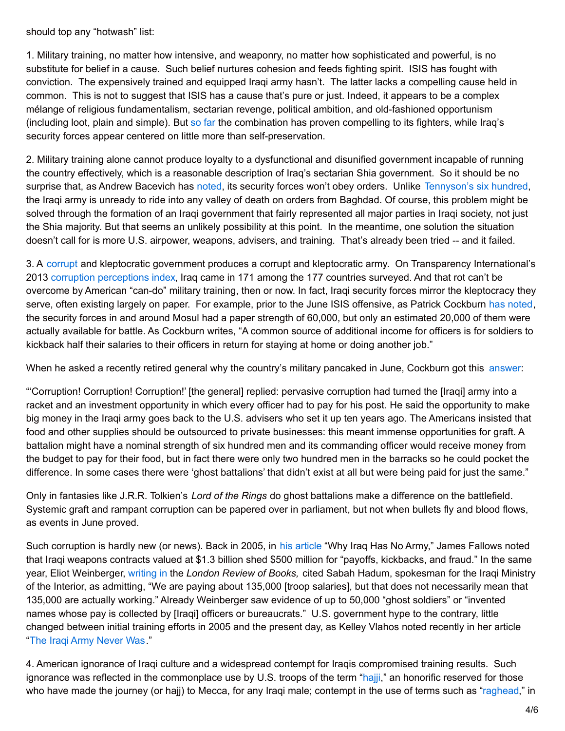should top any "hotwash" list:

1. Military training, no matter how intensive, and weaponry, no matter how sophisticated and powerful, is no substitute for belief in a cause. Such belief nurtures cohesion and feeds fighting spirit. ISIS has fought with conviction. The expensively trained and equipped Iraqi army hasn't. The latter lacks a compelling cause held in common. This is not to suggest that ISIS has a cause that's pure or just. Indeed, it appears to be a complex mélange of religious fundamentalism, sectarian revenge, political ambition, and old-fashioned opportunism (including loot, plain and simple). But so far the combination has proven compelling to its fighters, while Iraq's security forces appear centered on little more than self-preservation.

2. Military training alone cannot produce loyalty to a dysfunctional and disunified government incapable of running the country effectively, which is a reasonable description of Iraq's sectarian Shia government. So it should be no surprise that, as Andrew Bacevich has noted, its security forces won't obey orders. Unlike Tennyson's six hundred, the Iraqi army is unready to ride into any valley of death on orders from Baghdad. Of course, this problem might be solved through the formation of an Iraqi government that fairly represented all major parties in Iraqi society, not just the Shia majority. But that seems an unlikely possibility at this point. In the meantime, one solution the situation doesn't call for is more U.S. airpower, weapons, advisers, and training. That's already been tried -- and it failed.

3. A corrupt and kleptocratic government produces a corrupt and kleptocratic army. On Transparency International's 2013 corruption perceptions index, Iraq came in 171 among the 177 countries surveyed. And that rot can't be overcome by American "can-do" military training, then or now. In fact, Iraqi security forces mirror the kleptocracy they serve, often existing largely on paper. For example, prior to the June ISIS offensive, as Patrick Cockburn has noted, the security forces in and around Mosul had a paper strength of 60,000, but only an estimated 20,000 of them were actually available for battle. As Cockburn writes, "A common source of additional income for officers is for soldiers to kickback half their salaries to their officers in return for staying at home or doing another job."

When he asked a recently retired general why the country's military pancaked in June, Cockburn got this answer:

"'Corruption! Corruption! Corruption!' [the general] replied: pervasive corruption had turned the [Iraqi] army into a racket and an investment opportunity in which every officer had to pay for his post. He said the opportunity to make big money in the Iraqi army goes back to the U.S. advisers who set it up ten years ago. The Americans insisted that food and other supplies should be outsourced to private businesses: this meant immense opportunities for graft. A battalion might have a nominal strength of six hundred men and its commanding officer would receive money from the budget to pay for their food, but in fact there were only two hundred men in the barracks so he could pocket the difference. In some cases there were 'ghost battalions' that didn't exist at all but were being paid for just the same."

Only in fantasies like J.R.R. Tolkien's *Lord of the Rings* do ghost battalions make a difference on the battlefield. Systemic graft and rampant corruption can be papered over in parliament, but not when bullets fly and blood flows, as events in June proved.

Such corruption is hardly new (or news). Back in 2005, in his article "Why Iraq Has No Army," James Fallows noted that Iraqi weapons contracts valued at \$1.3 billion shed \$500 million for "payoffs, kickbacks, and fraud." In the same year, Eliot Weinberger, writing in the *London Review of Books,* cited Sabah Hadum, spokesman for the Iraqi Ministry of the Interior, as admitting, "We are paying about 135,000 [troop salaries], but that does not necessarily mean that 135,000 are actually working." Already Weinberger saw evidence of up to 50,000 "ghost soldiers" or "invented names whose pay is collected by [Iraqi] officers or bureaucrats." U.S. government hype to the contrary, little changed between initial training efforts in 2005 and the present day, as Kelley Vlahos noted recently in her article "The Iraqi Army Never Was."

4. American ignorance of Iraqi culture and a widespread contempt for Iraqis compromised training results. Such ignorance was reflected in the commonplace use by U.S. troops of the term "hajji," an honorific reserved for those who have made the journey (or hajj) to Mecca, for any Iraqi male; contempt in the use of terms such as "raghead," in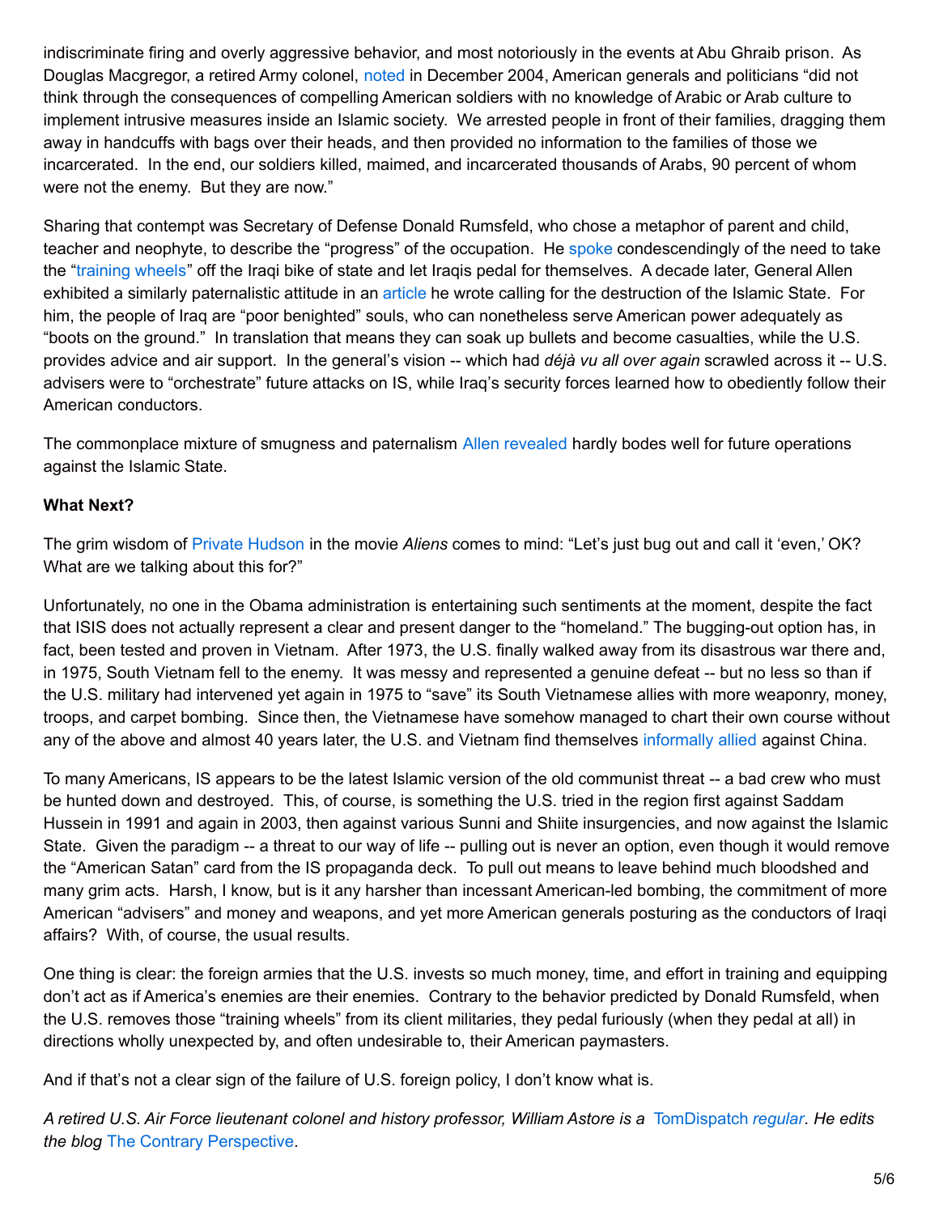indiscriminate firing and overly aggressive behavior, and most notoriously in the events at Abu Ghraib prison. As Douglas Macgregor, a retired Army colonel, noted in December 2004, American generals and politicians "did not think through the consequences of compelling American soldiers with no knowledge of Arabic or Arab culture to implement intrusive measures inside an Islamic society. We arrested people in front of their families, dragging them away in handcuffs with bags over their heads, and then provided no information to the families of those we incarcerated. In the end, our soldiers killed, maimed, and incarcerated thousands of Arabs, 90 percent of whom were not the enemy. But they are now."

Sharing that contempt was Secretary of Defense Donald Rumsfeld, who chose a metaphor of parent and child, teacher and neophyte, to describe the "progress" of the occupation. He spoke condescendingly of the need to take the "training wheels" off the Iraqi bike of state and let Iraqis pedal for themselves. A decade later, General Allen exhibited a similarly paternalistic attitude in an article he wrote calling for the destruction of the Islamic State. For him, the people of Iraq are "poor benighted" souls, who can nonetheless serve American power adequately as "boots on the ground." In translation that means they can soak up bullets and become casualties, while the U.S. provides advice and air support. In the general's vision -- which had *déjà vu all over again* scrawled across it -- U.S. advisers were to "orchestrate" future attacks on IS, while Iraq's security forces learned how to obediently follow their American conductors.

The commonplace mixture of smugness and paternalism Allen revealed hardly bodes well for future operations against the Islamic State.

**What Next?**

The grim wisdom of Private Hudson in the movie *Aliens* comes to mind: "Let's just bug out and call it 'even,' OK? What are we talking about this for?"

Unfortunately, no one in the Obama administration is entertaining such sentiments at the moment, despite the fact that ISIS does not actually represent a clear and present danger to the "homeland." The bugging-out option has, in fact, been tested and proven in Vietnam. After 1973, the U.S. finally walked away from its disastrous war there and, in 1975, South Vietnam fell to the enemy. It was messy and represented a genuine defeat -- but no less so than if the U.S. military had intervened yet again in 1975 to "save" its South Vietnamese allies with more weaponry, money, troops, and carpet bombing. Since then, the Vietnamese have somehow managed to chart their own course without any of the above and almost 40 years later, the U.S. and Vietnam find themselves informally allied against China.

To many Americans, IS appears to be the latest Islamic version of the old communist threat -- a bad crew who must be hunted down and destroyed. This, of course, is something the U.S. tried in the region first against Saddam Hussein in 1991 and again in 2003, then against various Sunni and Shiite insurgencies, and now against the Islamic State. Given the paradigm -- a threat to our way of life -- pulling out is never an option, even though it would remove the "American Satan" card from the IS propaganda deck. To pull out means to leave behind much bloodshed and many grim acts. Harsh, I know, but is it any harsher than incessant American-led bombing, the commitment of more American "advisers" and money and weapons, and yet more American generals posturing as the conductors of Iraqi affairs? With, of course, the usual results.

One thing is clear: the foreign armies that the U.S. invests so much money, time, and effort in training and equipping don't act as if America's enemies are their enemies. Contrary to the behavior predicted by Donald Rumsfeld, when the U.S. removes those "training wheels" from its client militaries, they pedal furiously (when they pedal at all) in directions wholly unexpected by, and often undesirable to, their American paymasters.

And if that's not a clear sign of the failure of U.S. foreign policy, I don't know what is.

*A retired U.S. Air Force lieutenant colonel and history professor, William Astore is a* TomDispatch *regular. He edits the blog* The Contrary Perspective.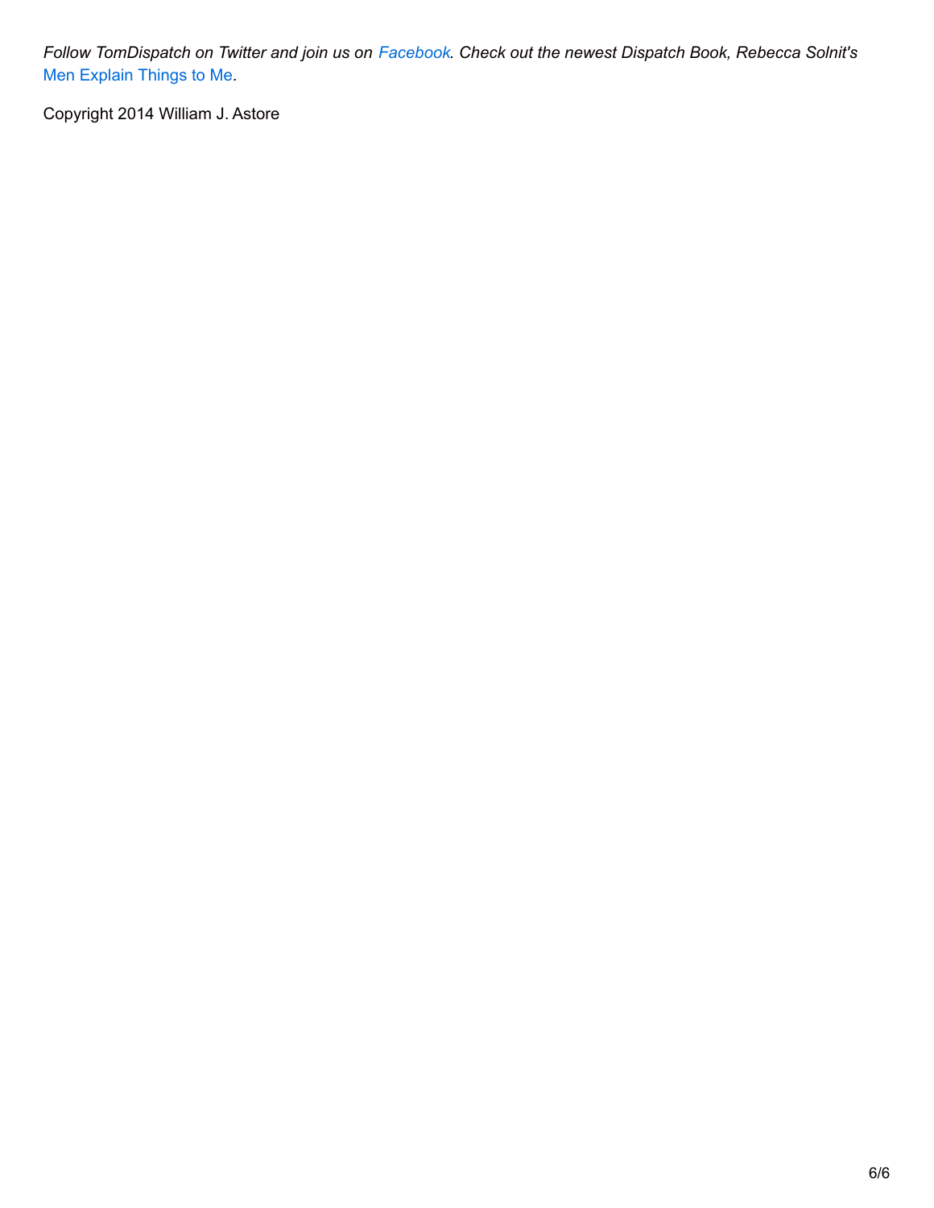*Follow TomDispatch on Twitter and join us on Facebook. Check out the newest Dispatch Book, Rebecca Solnit's* Men Explain Things to Me.

Copyright 2014 William J. Astore